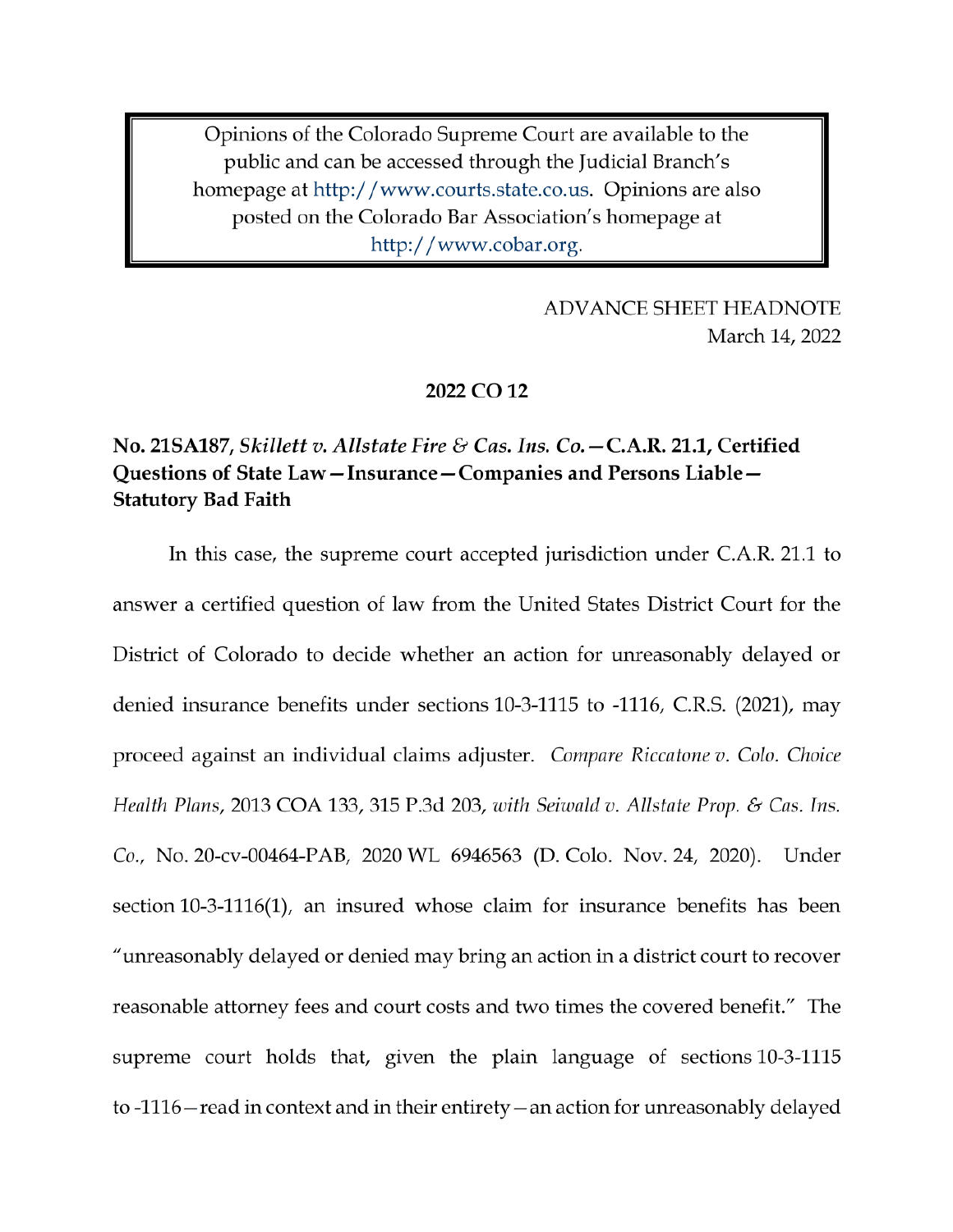Opinions of the Colorado Supreme Court are available to the public and can be accessed through the Judicial Branch's homepage at http://www.courts.state.co.us. Opinions are also posted on the Colorado Bar Association's homepage at http://www.cobar.org.

ADVANCE SHEET HEADNOTE
March 14, 2022

**2022 CO 12**

**No. 21SA187, *Skillett v. Allstate Fire & Cas. Ins. Co.*—C.A.R. 21.1, Certified Questions of State Law—Insurance—Companies and Persons Liable—Statutory Bad Faith**

In this case, the supreme court accepted jurisdiction under C.A.R. 21.1 to answer a certified question of law from the United States District Court for the District of Colorado to decide whether an action for unreasonably delayed or denied insurance benefits under sections 10-3-1115 to -1116, C.R.S. (2021), may proceed against an individual claims adjuster. *Compare Riccatone v. Colo. Choice Health Plans*, 2013 COA 133, 315 P.3d 203, *with Seiwald v. Allstate Prop. & Cas. Ins. Co.*, No. 20-cv-00464-PAB, 2020 WL 6946563 (D. Colo. Nov. 24, 2020). Under section 10-3-1116(1), an insured whose claim for insurance benefits has been "unreasonably delayed or denied may bring an action in a district court to recover reasonable attorney fees and court costs and two times the covered benefit." The supreme court holds that, given the plain language of sections 10-3-1115 to -1116—read in context and in their entirety—an action for unreasonably delayed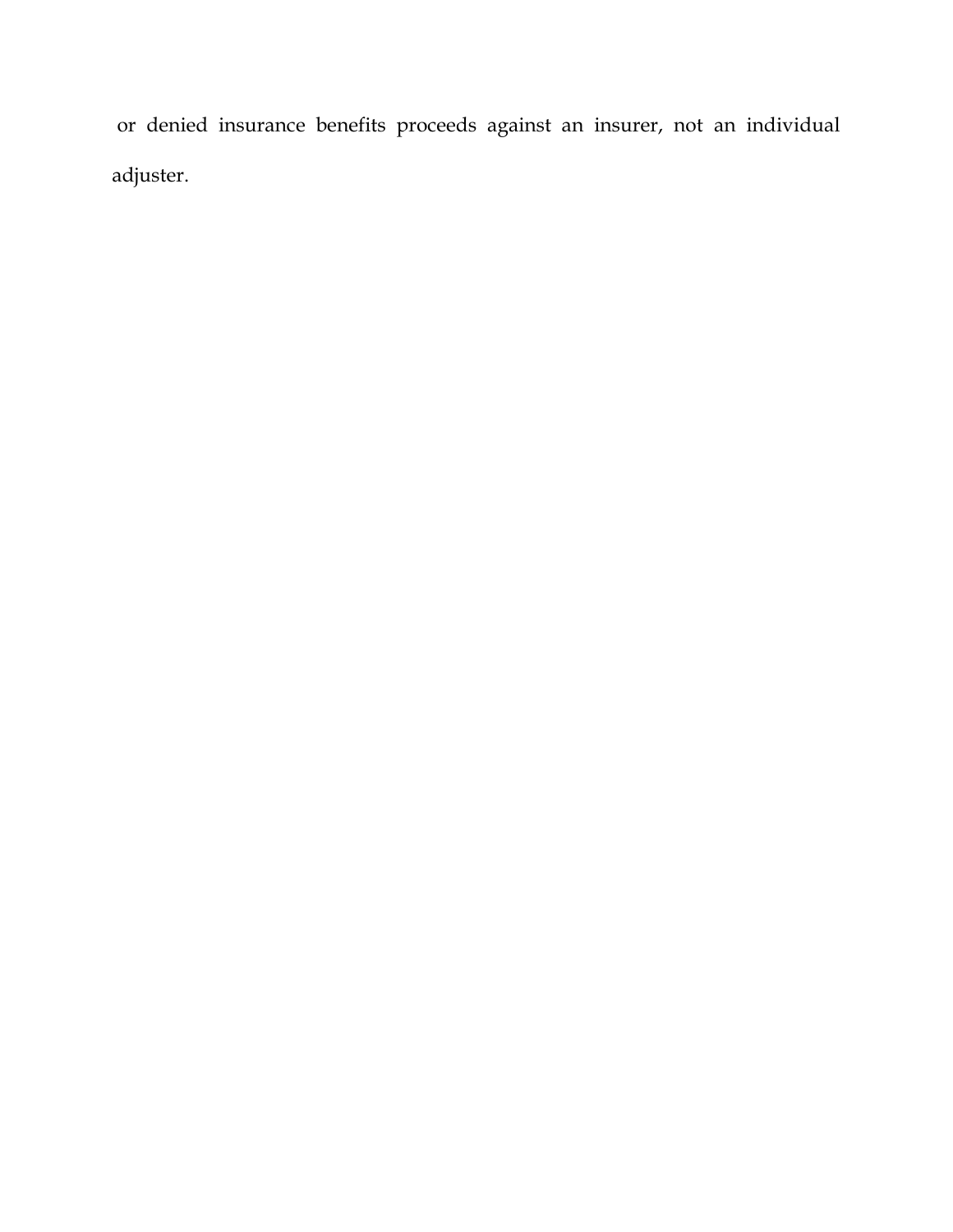or denied insurance benefits proceeds against an insurer, not an individual adjuster.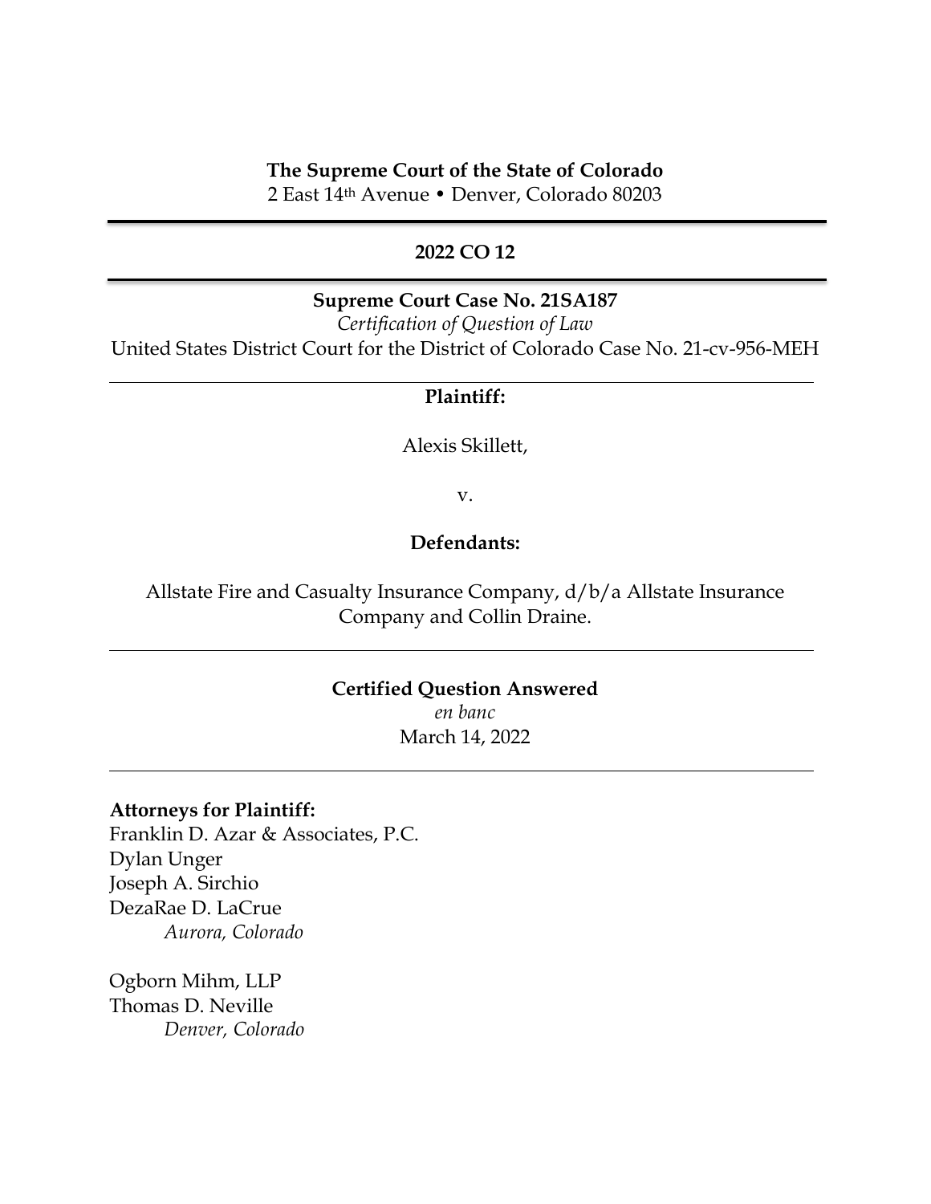**The Supreme Court of the State of Colorado**
2 East 14th Avenue • Denver, Colorado 80203

---

**2022 CO 12**

---

**Supreme Court Case No. 21SA187**
*Certification of Question of Law*
United States District Court for the District of Colorado Case No. 21-cv-956-MEH

---

**Plaintiff:**

Alexis Skillett,

v.

**Defendants:**

Allstate Fire and Casualty Insurance Company, d/b/a Allstate Insurance Company and Collin Draine.

---

**Certified Question Answered**
*en banc*
March 14, 2022

---

**Attorneys for Plaintiff:**
Franklin D. Azar & Associates, P.C.
Dylan Unger
Joseph A. Sirchio
DezaRae D. LaCrue
*Aurora, Colorado*

Ogborn Mihm, LLP
Thomas D. Neville
*Denver, Colorado*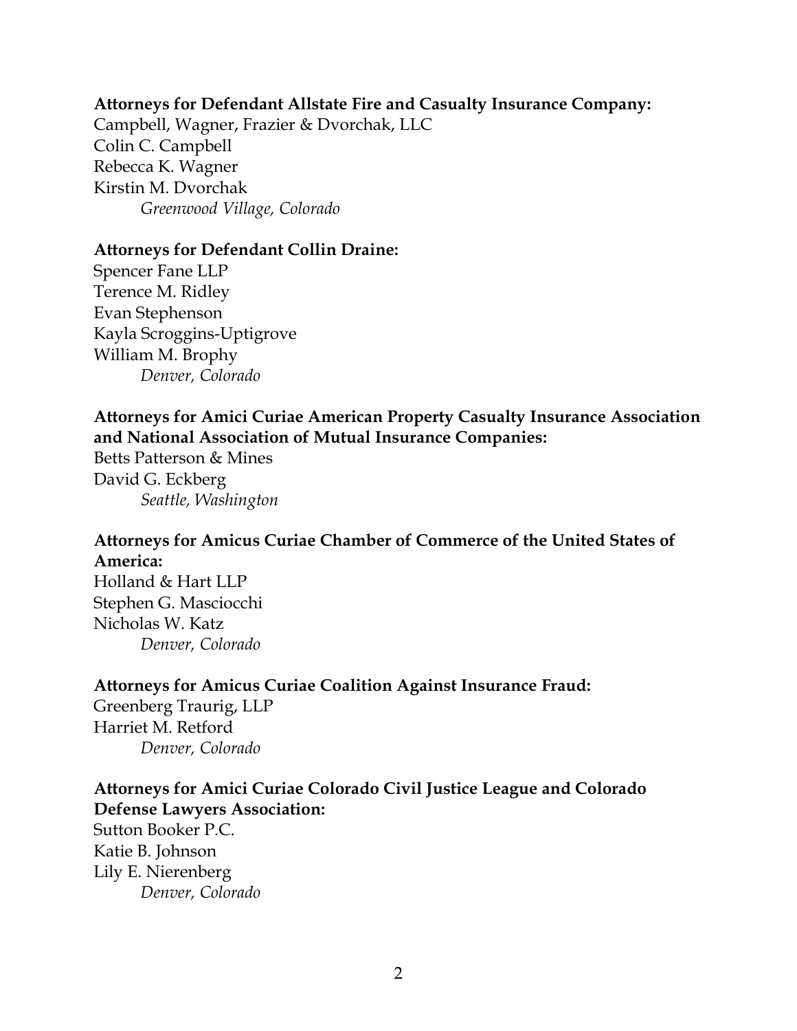**Attorneys for Defendant Allstate Fire and Casualty Insurance Company:**
Campbell, Wagner, Frazier & Dvorchak, LLC
Colin C. Campbell
Rebecca K. Wagner
Kirstin M. Dvorchak
*Greenwood Village, Colorado*

**Attorneys for Defendant Collin Draine:**
Spencer Fane LLP
Terence M. Ridley
Evan Stephenson
Kayla Scroggins-Uptigrove
William M. Brophy
*Denver, Colorado*

**Attorneys for Amici Curiae American Property Casualty Insurance Association and National Association of Mutual Insurance Companies:**
Betts Patterson & Mines
David G. Eckberg
*Seattle, Washington*

**Attorneys for Amicus Curiae Chamber of Commerce of the United States of America:**
Holland & Hart LLP
Stephen G. Masciocchi
Nicholas W. Katz
*Denver, Colorado*

**Attorneys for Amicus Curiae Coalition Against Insurance Fraud:**
Greenberg Traurig, LLP
Harriet M. Retford
*Denver, Colorado*

**Attorneys for Amici Curiae Colorado Civil Justice League and Colorado Defense Lawyers Association:**
Sutton Booker P.C.
Katie B. Johnson
Lily E. Nierenberg
*Denver, Colorado*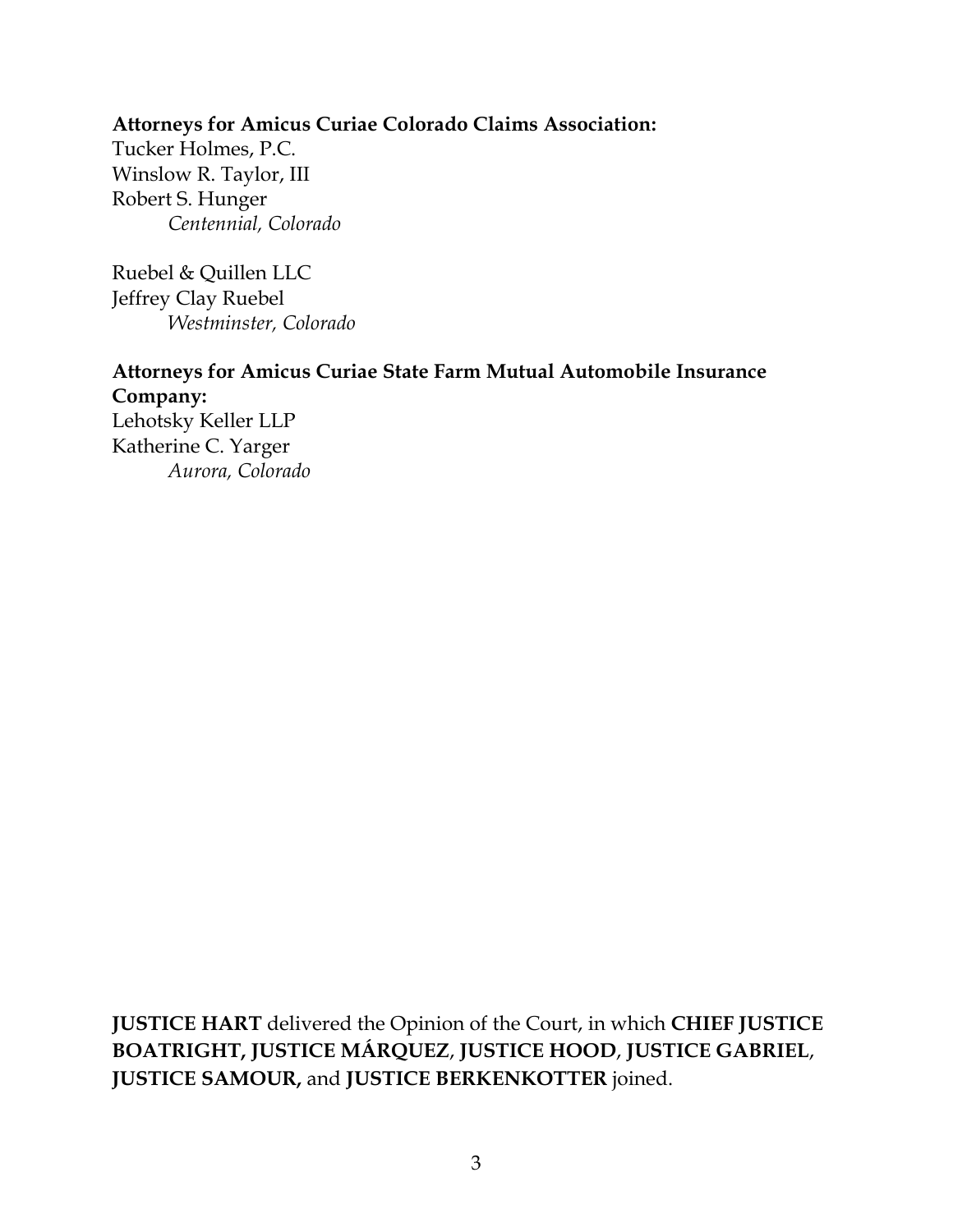**Attorneys for Amicus Curiae Colorado Claims Association:**
Tucker Holmes, P.C.
Winslow R. Taylor, III
Robert S. Hunger
*Centennial, Colorado*

Ruebel & Quillen LLC
Jeffrey Clay Ruebel
*Westminster, Colorado*

**Attorneys for Amicus Curiae State Farm Mutual Automobile Insurance Company:**
Lehotsky Keller LLP
Katherine C. Yarger
*Aurora, Colorado*

**JUSTICE HART** delivered the Opinion of the Court, in which **CHIEF JUSTICE BOATRIGHT, JUSTICE MÁRQUEZ**, **JUSTICE HOOD**, **JUSTICE GABRIEL**, **JUSTICE SAMOUR,** and **JUSTICE BERKENKOTTER** joined.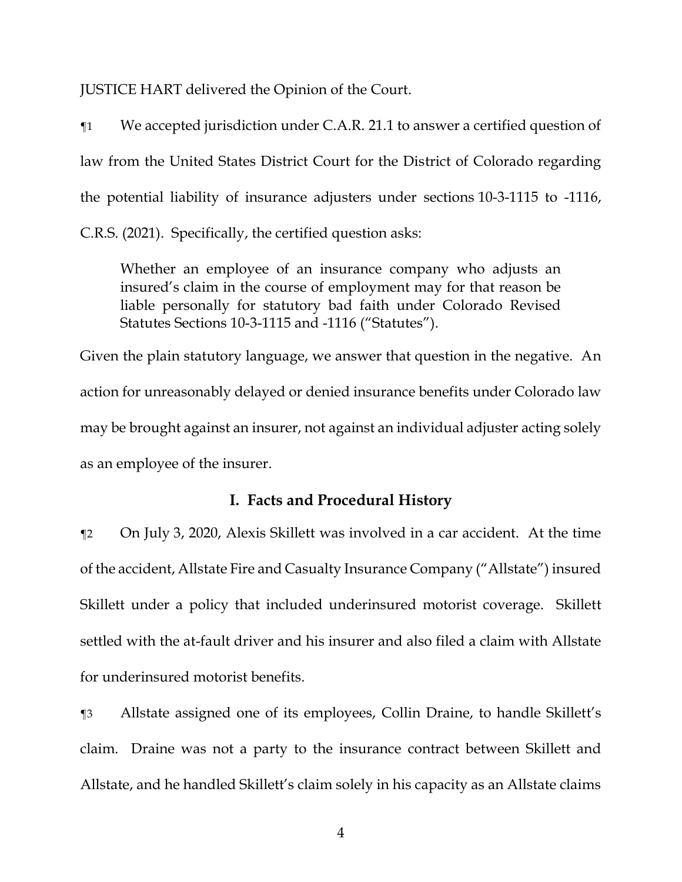JUSTICE HART delivered the Opinion of the Court.

¶1 We accepted jurisdiction under C.A.R. 21.1 to answer a certified question of law from the United States District Court for the District of Colorado regarding the potential liability of insurance adjusters under sections 10-3-1115 to -1116, C.R.S. (2021). Specifically, the certified question asks:

> Whether an employee of an insurance company who adjusts an insured's claim in the course of employment may for that reason be liable personally for statutory bad faith under Colorado Revised Statutes Sections 10-3-1115 and -1116 ("Statutes").

Given the plain statutory language, we answer that question in the negative. An action for unreasonably delayed or denied insurance benefits under Colorado law may be brought against an insurer, not against an individual adjuster acting solely as an employee of the insurer.

## I. Facts and Procedural History

¶2 On July 3, 2020, Alexis Skillett was involved in a car accident. At the time of the accident, Allstate Fire and Casualty Insurance Company ("Allstate") insured Skillett under a policy that included underinsured motorist coverage. Skillett settled with the at-fault driver and his insurer and also filed a claim with Allstate for underinsured motorist benefits.

¶3 Allstate assigned one of its employees, Collin Draine, to handle Skillett's claim. Draine was not a party to the insurance contract between Skillett and Allstate, and he handled Skillett's claim solely in his capacity as an Allstate claims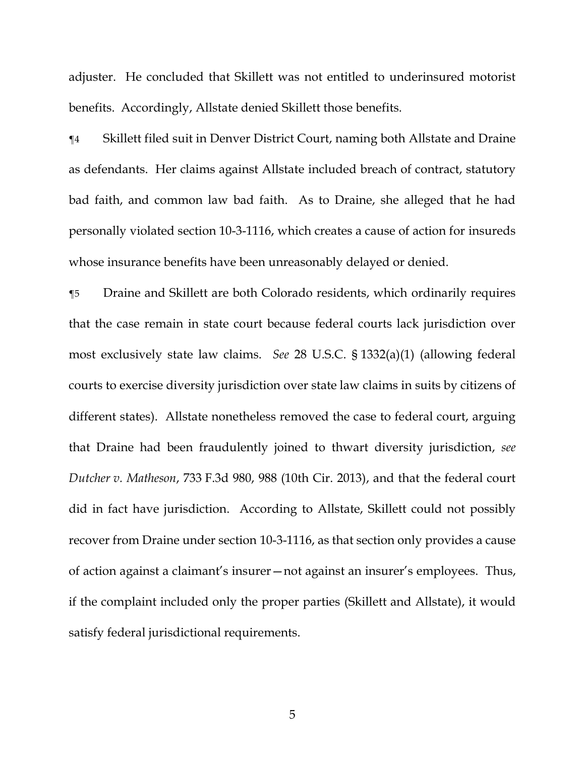adjuster. He concluded that Skillett was not entitled to underinsured motorist benefits. Accordingly, Allstate denied Skillett those benefits.

¶4 Skillett filed suit in Denver District Court, naming both Allstate and Draine as defendants. Her claims against Allstate included breach of contract, statutory bad faith, and common law bad faith. As to Draine, she alleged that he had personally violated section 10-3-1116, which creates a cause of action for insureds whose insurance benefits have been unreasonably delayed or denied.

¶5 Draine and Skillett are both Colorado residents, which ordinarily requires that the case remain in state court because federal courts lack jurisdiction over most exclusively state law claims. *See* 28 U.S.C. § 1332(a)(1) (allowing federal courts to exercise diversity jurisdiction over state law claims in suits by citizens of different states). Allstate nonetheless removed the case to federal court, arguing that Draine had been fraudulently joined to thwart diversity jurisdiction, *see Dutcher v. Matheson*, 733 F.3d 980, 988 (10th Cir. 2013), and that the federal court did in fact have jurisdiction. According to Allstate, Skillett could not possibly recover from Draine under section 10-3-1116, as that section only provides a cause of action against a claimant's insurer—not against an insurer's employees. Thus, if the complaint included only the proper parties (Skillett and Allstate), it would satisfy federal jurisdictional requirements.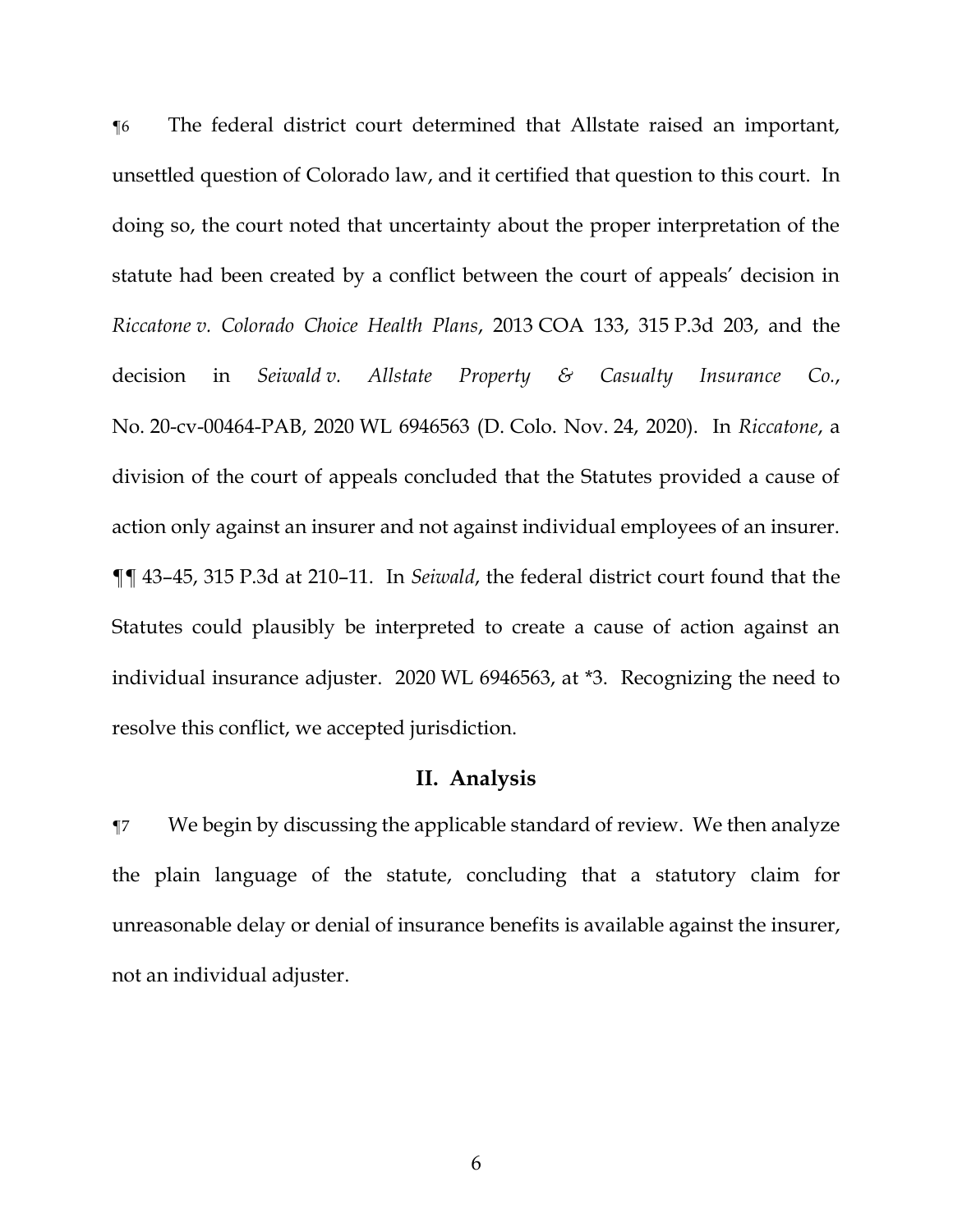¶6 The federal district court determined that Allstate raised an important, unsettled question of Colorado law, and it certified that question to this court. In doing so, the court noted that uncertainty about the proper interpretation of the statute had been created by a conflict between the court of appeals' decision in *Riccatone v. Colorado Choice Health Plans*, 2013 COA 133, 315 P.3d 203, and the decision in *Seiwald v. Allstate Property & Casualty Insurance Co.*, No. 20-cv-00464-PAB, 2020 WL 6946563 (D. Colo. Nov. 24, 2020). In *Riccatone*, a division of the court of appeals concluded that the Statutes provided a cause of action only against an insurer and not against individual employees of an insurer. ¶¶ 43–45, 315 P.3d at 210–11. In *Seiwald*, the federal district court found that the Statutes could plausibly be interpreted to create a cause of action against an individual insurance adjuster. 2020 WL 6946563, at *3. Recognizing the need to resolve this conflict, we accepted jurisdiction.

## II. Analysis

¶7 We begin by discussing the applicable standard of review. We then analyze the plain language of the statute, concluding that a statutory claim for unreasonable delay or denial of insurance benefits is available against the insurer, not an individual adjuster.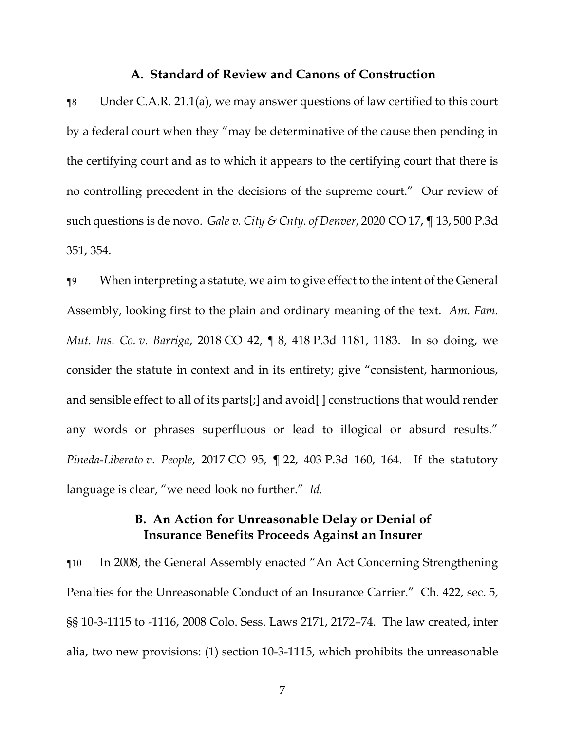### A. Standard of Review and Canons of Construction

¶8 Under C.A.R. 21.1(a), we may answer questions of law certified to this court by a federal court when they "may be determinative of the cause then pending in the certifying court and as to which it appears to the certifying court that there is no controlling precedent in the decisions of the supreme court." Our review of such questions is de novo. *Gale v. City & Cnty. of Denver*, 2020 CO 17, ¶ 13, 500 P.3d 351, 354.

¶9 When interpreting a statute, we aim to give effect to the intent of the General Assembly, looking first to the plain and ordinary meaning of the text. *Am. Fam. Mut. Ins. Co. v. Barriga*, 2018 CO 42, ¶ 8, 418 P.3d 1181, 1183. In so doing, we consider the statute in context and in its entirety; give "consistent, harmonious, and sensible effect to all of its parts[;] and avoid[ ] constructions that would render any words or phrases superfluous or lead to illogical or absurd results." *Pineda-Liberato v. People*, 2017 CO 95, ¶ 22, 403 P.3d 160, 164. If the statutory language is clear, "we need look no further." *Id.*

### B. An Action for Unreasonable Delay or Denial of Insurance Benefits Proceeds Against an Insurer

¶10 In 2008, the General Assembly enacted "An Act Concerning Strengthening Penalties for the Unreasonable Conduct of an Insurance Carrier." Ch. 422, sec. 5, §§ 10-3-1115 to -1116, 2008 Colo. Sess. Laws 2171, 2172–74. The law created, inter alia, two new provisions: (1) section 10-3-1115, which prohibits the unreasonable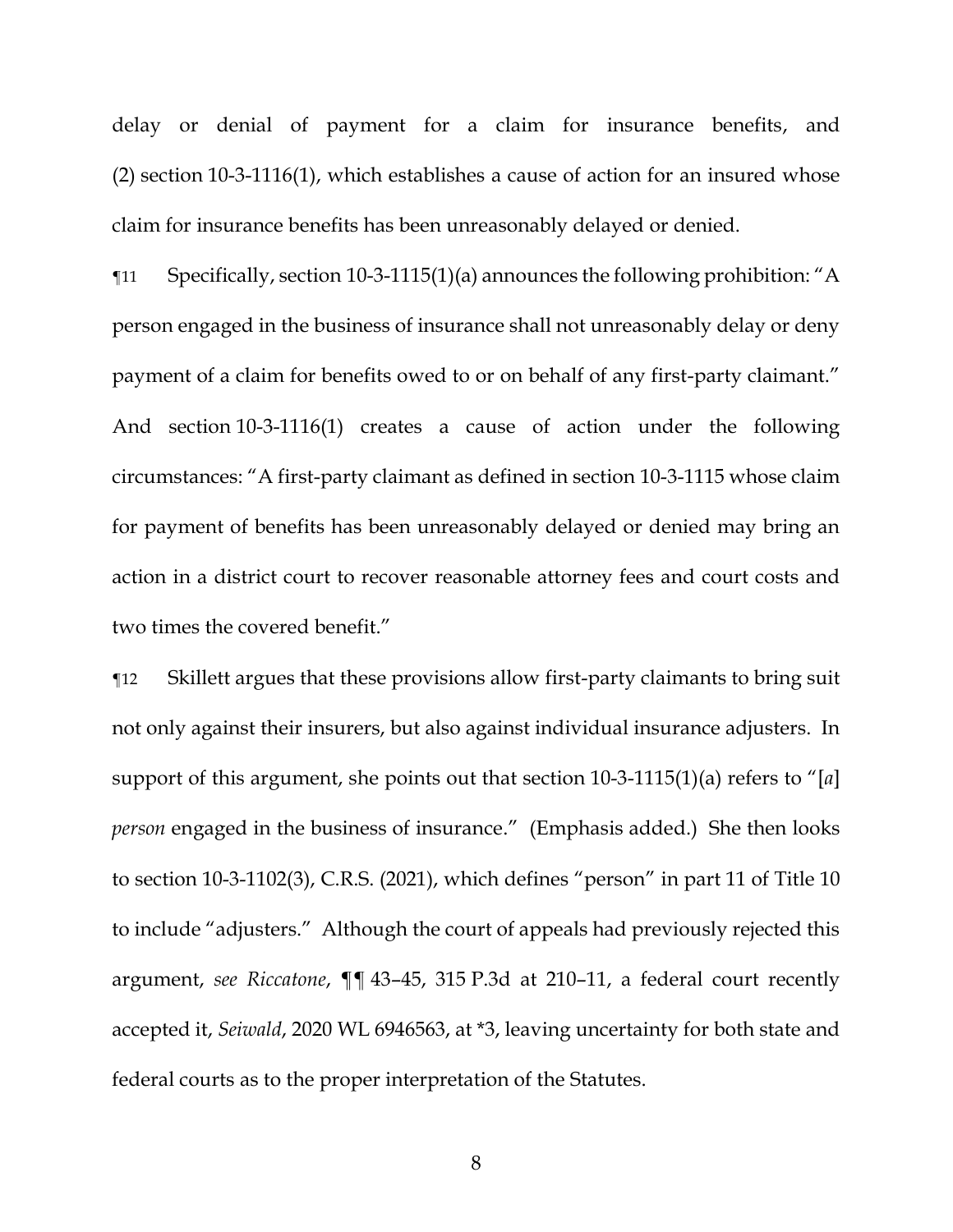delay or denial of payment for a claim for insurance benefits, and (2) section 10-3-1116(1), which establishes a cause of action for an insured whose claim for insurance benefits has been unreasonably delayed or denied.

¶11 Specifically, section 10-3-1115(1)(a) announces the following prohibition: "A person engaged in the business of insurance shall not unreasonably delay or deny payment of a claim for benefits owed to or on behalf of any first-party claimant." And section 10-3-1116(1) creates a cause of action under the following circumstances: "A first-party claimant as defined in section 10-3-1115 whose claim for payment of benefits has been unreasonably delayed or denied may bring an action in a district court to recover reasonable attorney fees and court costs and two times the covered benefit."

¶12 Skillett argues that these provisions allow first-party claimants to bring suit not only against their insurers, but also against individual insurance adjusters. In support of this argument, she points out that section 10-3-1115(1)(a) refers to "[*a*] *person* engaged in the business of insurance." (Emphasis added.) She then looks to section 10-3-1102(3), C.R.S. (2021), which defines "person" in part 11 of Title 10 to include "adjusters." Although the court of appeals had previously rejected this argument, *see Riccatone*, ¶¶ 43–45, 315 P.3d at 210–11, a federal court recently accepted it, *Seiwald*, 2020 WL 6946563, at *3, leaving uncertainty for both state and federal courts as to the proper interpretation of the Statutes.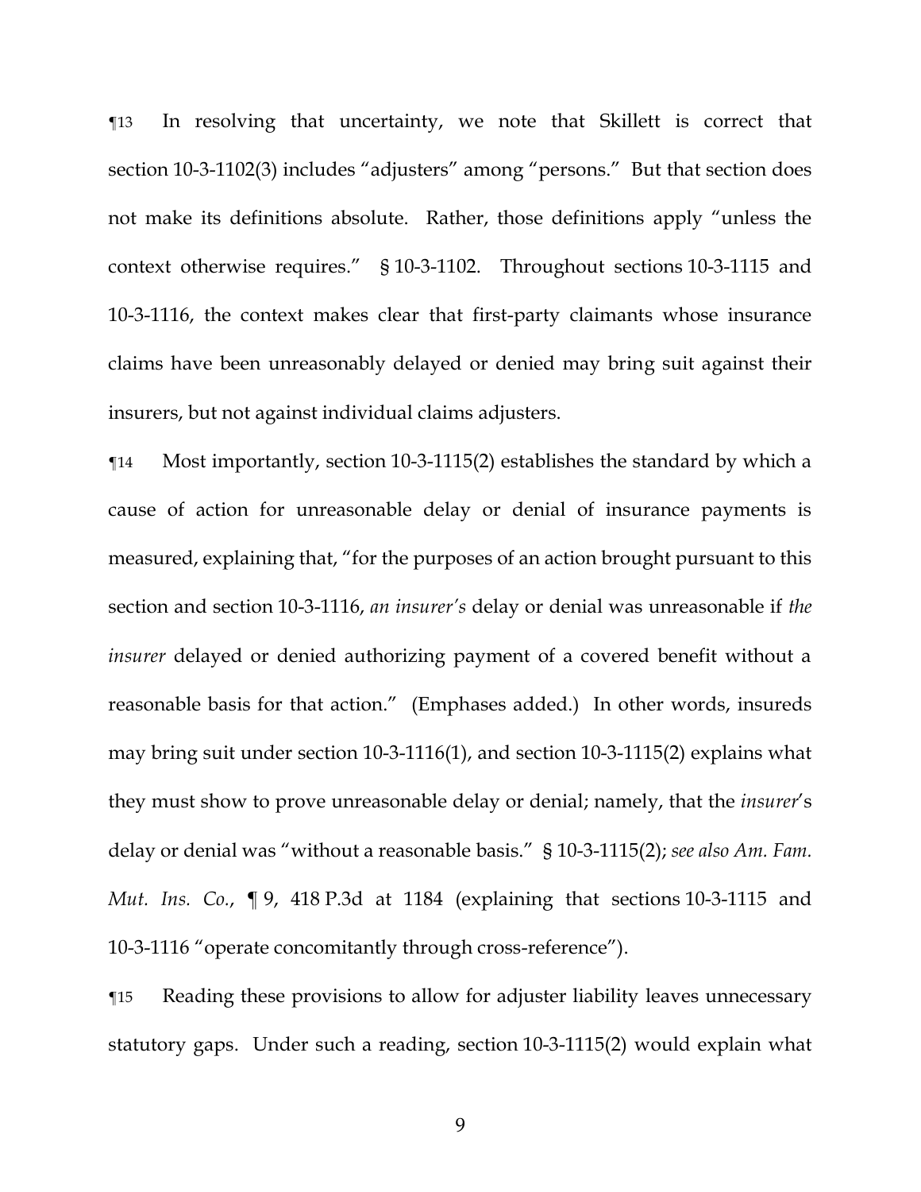¶13 In resolving that uncertainty, we note that Skillett is correct that section 10-3-1102(3) includes "adjusters" among "persons." But that section does not make its definitions absolute. Rather, those definitions apply "unless the context otherwise requires." § 10-3-1102. Throughout sections 10-3-1115 and 10-3-1116, the context makes clear that first-party claimants whose insurance claims have been unreasonably delayed or denied may bring suit against their insurers, but not against individual claims adjusters.

¶14 Most importantly, section 10-3-1115(2) establishes the standard by which a cause of action for unreasonable delay or denial of insurance payments is measured, explaining that, "for the purposes of an action brought pursuant to this section and section 10-3-1116, *an insurer's* delay or denial was unreasonable if *the insurer* delayed or denied authorizing payment of a covered benefit without a reasonable basis for that action." (Emphases added.) In other words, insureds may bring suit under section 10-3-1116(1), and section 10-3-1115(2) explains what they must show to prove unreasonable delay or denial; namely, that the *insurer*'s delay or denial was "without a reasonable basis." § 10-3-1115(2); *see also Am. Fam. Mut. Ins. Co.*, ¶ 9, 418 P.3d at 1184 (explaining that sections 10-3-1115 and 10-3-1116 "operate concomitantly through cross-reference").

¶15 Reading these provisions to allow for adjuster liability leaves unnecessary statutory gaps. Under such a reading, section 10-3-1115(2) would explain what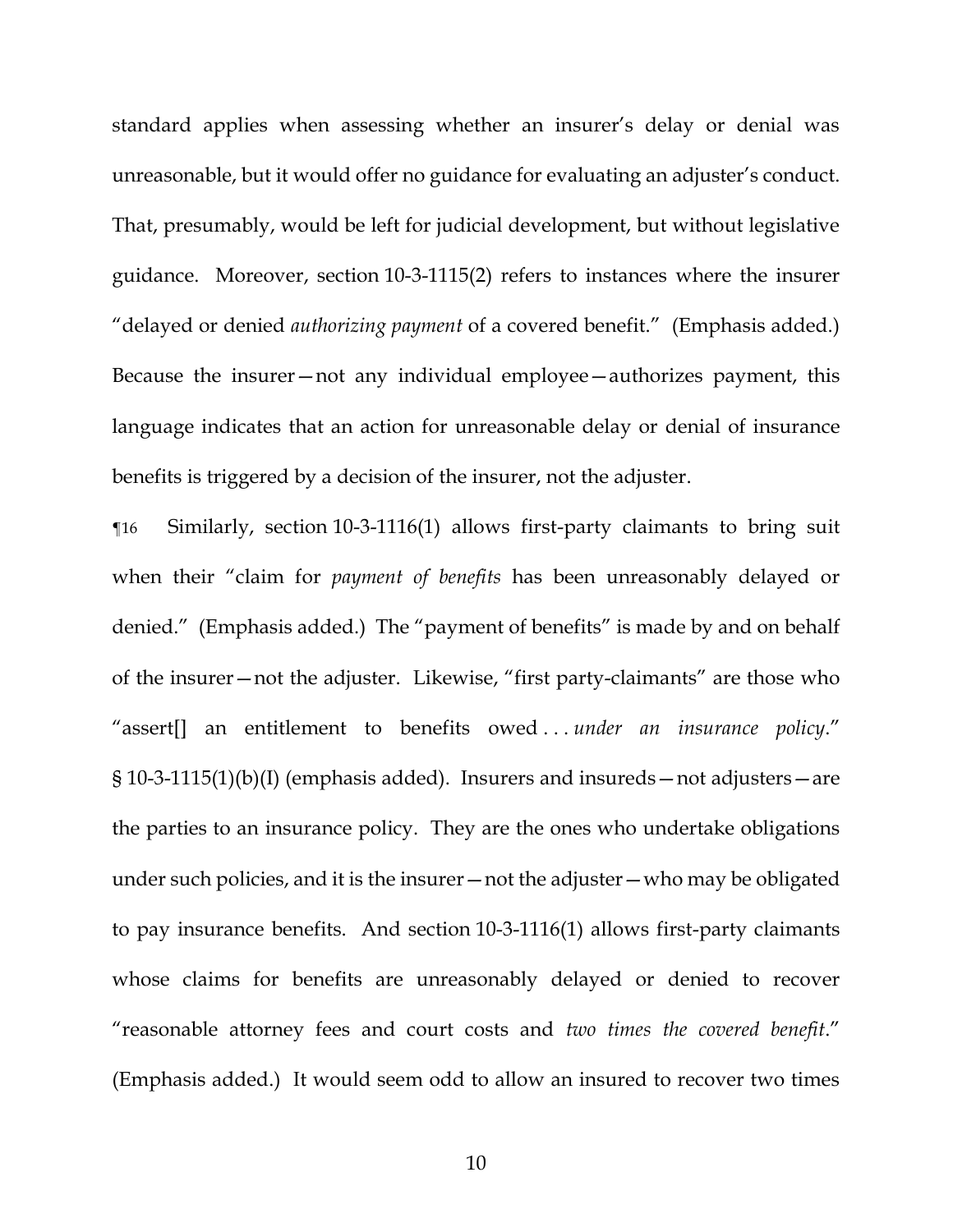standard applies when assessing whether an insurer's delay or denial was unreasonable, but it would offer no guidance for evaluating an adjuster's conduct. That, presumably, would be left for judicial development, but without legislative guidance. Moreover, section 10-3-1115(2) refers to instances where the insurer "delayed or denied *authorizing payment* of a covered benefit." (Emphasis added.) Because the insurer—not any individual employee—authorizes payment, this language indicates that an action for unreasonable delay or denial of insurance benefits is triggered by a decision of the insurer, not the adjuster.

¶16 Similarly, section 10-3-1116(1) allows first-party claimants to bring suit when their "claim for *payment of benefits* has been unreasonably delayed or denied." (Emphasis added.) The "payment of benefits" is made by and on behalf of the insurer—not the adjuster. Likewise, "first party-claimants" are those who "assert[] an entitlement to benefits owed . . . *under an insurance policy*." § 10-3-1115(1)(b)(I) (emphasis added). Insurers and insureds—not adjusters—are the parties to an insurance policy. They are the ones who undertake obligations under such policies, and it is the insurer—not the adjuster—who may be obligated to pay insurance benefits. And section 10-3-1116(1) allows first-party claimants whose claims for benefits are unreasonably delayed or denied to recover "reasonable attorney fees and court costs and *two times the covered benefit*." (Emphasis added.) It would seem odd to allow an insured to recover two times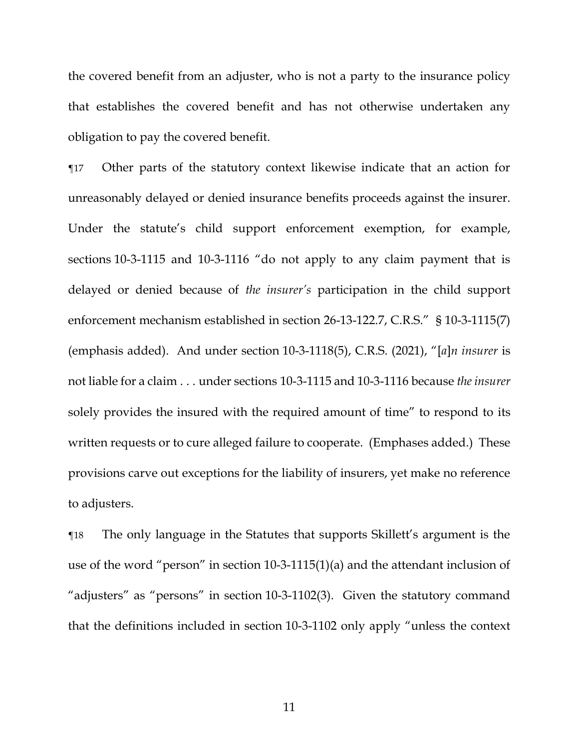the covered benefit from an adjuster, who is not a party to the insurance policy that establishes the covered benefit and has not otherwise undertaken any obligation to pay the covered benefit.

¶17 Other parts of the statutory context likewise indicate that an action for unreasonably delayed or denied insurance benefits proceeds against the insurer. Under the statute's child support enforcement exemption, for example, sections 10-3-1115 and 10-3-1116 "do not apply to any claim payment that is delayed or denied because of *the insurer's* participation in the child support enforcement mechanism established in section 26-13-122.7, C.R.S." § 10-3-1115(7) (emphasis added). And under section 10-3-1118(5), C.R.S. (2021), "[*a*]*n insurer* is not liable for a claim . . . under sections 10-3-1115 and 10-3-1116 because *the insurer* solely provides the insured with the required amount of time" to respond to its written requests or to cure alleged failure to cooperate. (Emphases added.) These provisions carve out exceptions for the liability of insurers, yet make no reference to adjusters.

¶18 The only language in the Statutes that supports Skillett's argument is the use of the word "person" in section 10-3-1115(1)(a) and the attendant inclusion of "adjusters" as "persons" in section 10-3-1102(3). Given the statutory command that the definitions included in section 10-3-1102 only apply "unless the context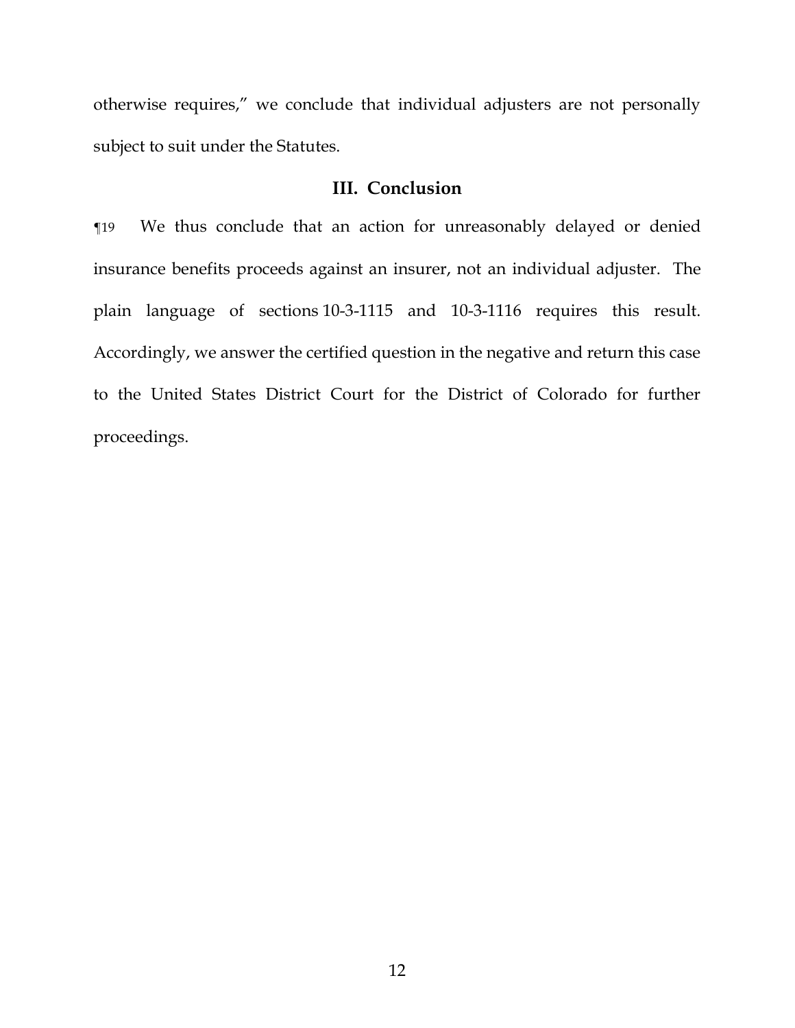otherwise requires," we conclude that individual adjusters are not personally subject to suit under the Statutes.

## III. Conclusion

¶19 We thus conclude that an action for unreasonably delayed or denied insurance benefits proceeds against an insurer, not an individual adjuster. The plain language of sections 10-3-1115 and 10-3-1116 requires this result. Accordingly, we answer the certified question in the negative and return this case to the United States District Court for the District of Colorado for further proceedings.